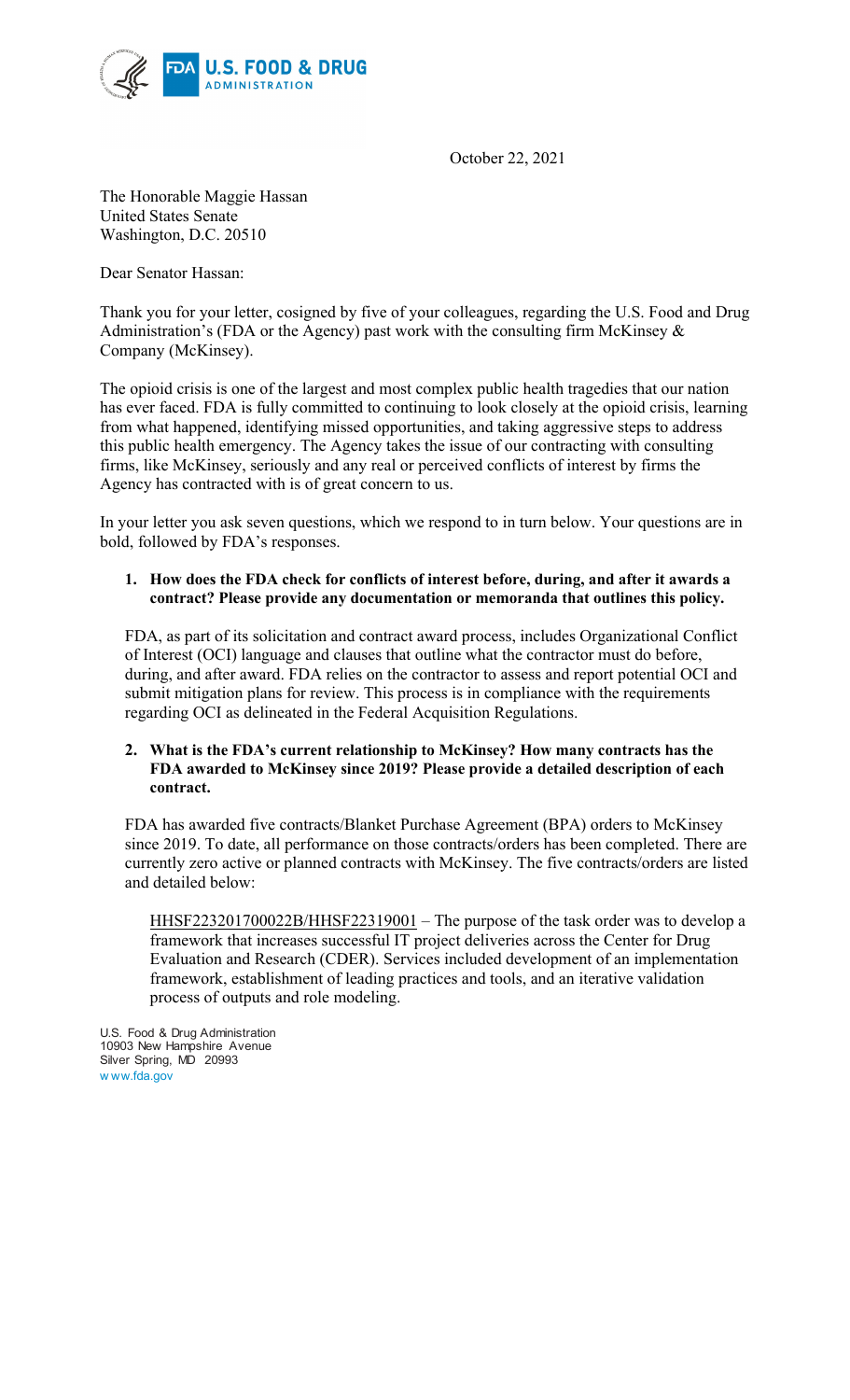October 22, 2021

The Honorable Maggie Hassan
United States Senate
Washington, D.C. 20510

Dear Senator Hassan:

Thank you for your letter, cosigned by five of your colleagues, regarding the U.S. Food and Drug Administration's (FDA or the Agency) past work with the consulting firm McKinsey & Company (McKinsey).

The opioid crisis is one of the largest and most complex public health tragedies that our nation has ever faced. FDA is fully committed to continuing to look closely at the opioid crisis, learning from what happened, identifying missed opportunities, and taking aggressive steps to address this public health emergency. The Agency takes the issue of our contracting with consulting firms, like McKinsey, seriously and any real or perceived conflicts of interest by firms the Agency has contracted with is of great concern to us.

In your letter you ask seven questions, which we respond to in turn below. Your questions are in bold, followed by FDA's responses.

1. **How does the FDA check for conflicts of interest before, during, and after it awards a contract? Please provide any documentation or memoranda that outlines this policy.**

   FDA, as part of its solicitation and contract award process, includes Organizational Conflict of Interest (OCI) language and clauses that outline what the contractor must do before, during, and after award. FDA relies on the contractor to assess and report potential OCI and submit mitigation plans for review. This process is in compliance with the requirements regarding OCI as delineated in the Federal Acquisition Regulations.

2. **What is the FDA's current relationship to McKinsey? How many contracts has the FDA awarded to McKinsey since 2019? Please provide a detailed description of each contract.**

   FDA has awarded five contracts/Blanket Purchase Agreement (BPA) orders to McKinsey since 2019. To date, all performance on those contracts/orders has been completed. There are currently zero active or planned contracts with McKinsey. The five contracts/orders are listed and detailed below:

   HHSF223201700022B/HHSF22319001 – The purpose of the task order was to develop a framework that increases successful IT project deliveries across the Center for Drug Evaluation and Research (CDER). Services included development of an implementation framework, establishment of leading practices and tools, and an iterative validation process of outputs and role modeling.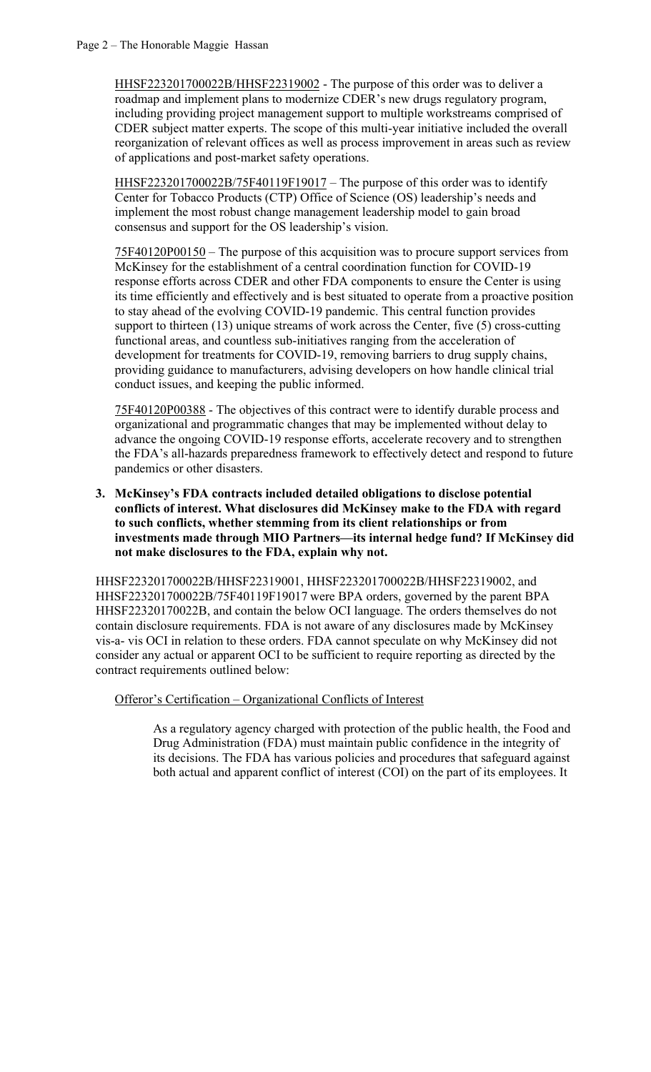HHSF223201700022B/HHSF22319002 - The purpose of this order was to deliver a roadmap and implement plans to modernize CDER's new drugs regulatory program, including providing project management support to multiple workstreams comprised of CDER subject matter experts. The scope of this multi-year initiative included the overall reorganization of relevant offices as well as process improvement in areas such as review of applications and post-market safety operations.

HHSF223201700022B/75F40119F19017 – The purpose of this order was to identify Center for Tobacco Products (CTP) Office of Science (OS) leadership's needs and implement the most robust change management leadership model to gain broad consensus and support for the OS leadership's vision.

75F40120P00150 – The purpose of this acquisition was to procure support services from McKinsey for the establishment of a central coordination function for COVID-19 response efforts across CDER and other FDA components to ensure the Center is using its time efficiently and effectively and is best situated to operate from a proactive position to stay ahead of the evolving COVID-19 pandemic. This central function provides support to thirteen (13) unique streams of work across the Center, five (5) cross-cutting functional areas, and countless sub-initiatives ranging from the acceleration of development for treatments for COVID-19, removing barriers to drug supply chains, providing guidance to manufacturers, advising developers on how handle clinical trial conduct issues, and keeping the public informed.

75F40120P00388 - The objectives of this contract were to identify durable process and organizational and programmatic changes that may be implemented without delay to advance the ongoing COVID-19 response efforts, accelerate recovery and to strengthen the FDA's all-hazards preparedness framework to effectively detect and respond to future pandemics or other disasters.

**3. McKinsey's FDA contracts included detailed obligations to disclose potential conflicts of interest. What disclosures did McKinsey make to the FDA with regard to such conflicts, whether stemming from its client relationships or from investments made through MIO Partners—its internal hedge fund? If McKinsey did not make disclosures to the FDA, explain why not.**

HHSF223201700022B/HHSF22319001, HHSF223201700022B/HHSF22319002, and HHSF223201700022B/75F40119F19017 were BPA orders, governed by the parent BPA HHSF22320170022B, and contain the below OCI language. The orders themselves do not contain disclosure requirements. FDA is not aware of any disclosures made by McKinsey vis-a- vis OCI in relation to these orders. FDA cannot speculate on why McKinsey did not consider any actual or apparent OCI to be sufficient to require reporting as directed by the contract requirements outlined below:

Offeror's Certification – Organizational Conflicts of Interest

> As a regulatory agency charged with protection of the public health, the Food and Drug Administration (FDA) must maintain public confidence in the integrity of its decisions. The FDA has various policies and procedures that safeguard against both actual and apparent conflict of interest (COI) on the part of its employees. It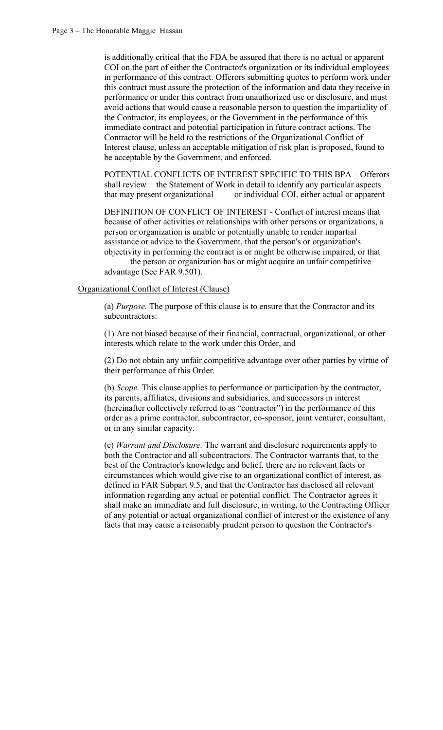is additionally critical that the FDA be assured that there is no actual or apparent COI on the part of either the Contractor's organization or its individual employees in performance of this contract. Offerors submitting quotes to perform work under this contract must assure the protection of the information and data they receive in performance or under this contract from unauthorized use or disclosure, and must avoid actions that would cause a reasonable person to question the impartiality of the Contractor, its employees, or the Government in the performance of this immediate contract and potential participation in future contract actions. The Contractor will be held to the restrictions of the Organizational Conflict of Interest clause, unless an acceptable mitigation of risk plan is proposed, found to be acceptable by the Government, and enforced.

POTENTIAL CONFLICTS OF INTEREST SPECIFIC TO THIS BPA – Offerors shall review the Statement of Work in detail to identify any particular aspects that may present organizational or individual COI, either actual or apparent

DEFINITION OF CONFLICT OF INTEREST - Conflict of interest means that because of other activities or relationships with other persons or organizations, a person or organization is unable or potentially unable to render impartial assistance or advice to the Government, that the person's or organization's objectivity in performing the contract is or might be otherwise impaired, or that the person or organization has or might acquire an unfair competitive advantage (See FAR 9.501).

Organizational Conflict of Interest (Clause)

(a) *Purpose.* The purpose of this clause is to ensure that the Contractor and its subcontractors:

(1) Are not biased because of their financial, contractual, organizational, or other interests which relate to the work under this Order, and

(2) Do not obtain any unfair competitive advantage over other parties by virtue of their performance of this Order.

(b) *Scope.* This clause applies to performance or participation by the contractor, its parents, affiliates, divisions and subsidiaries, and successors in interest (hereinafter collectively referred to as "contractor") in the performance of this order as a prime contractor, subcontractor, co-sponsor, joint venturer, consultant, or in any similar capacity.

(c) *Warrant and Disclosure.* The warrant and disclosure requirements apply to both the Contractor and all subcontractors. The Contractor warrants that, to the best of the Contractor's knowledge and belief, there are no relevant facts or circumstances which would give rise to an organizational conflict of interest, as defined in FAR Subpart 9.5, and that the Contractor has disclosed all relevant information regarding any actual or potential conflict. The Contractor agrees it shall make an immediate and full disclosure, in writing, to the Contracting Officer of any potential or actual organizational conflict of interest or the existence of any facts that may cause a reasonably prudent person to question the Contractor's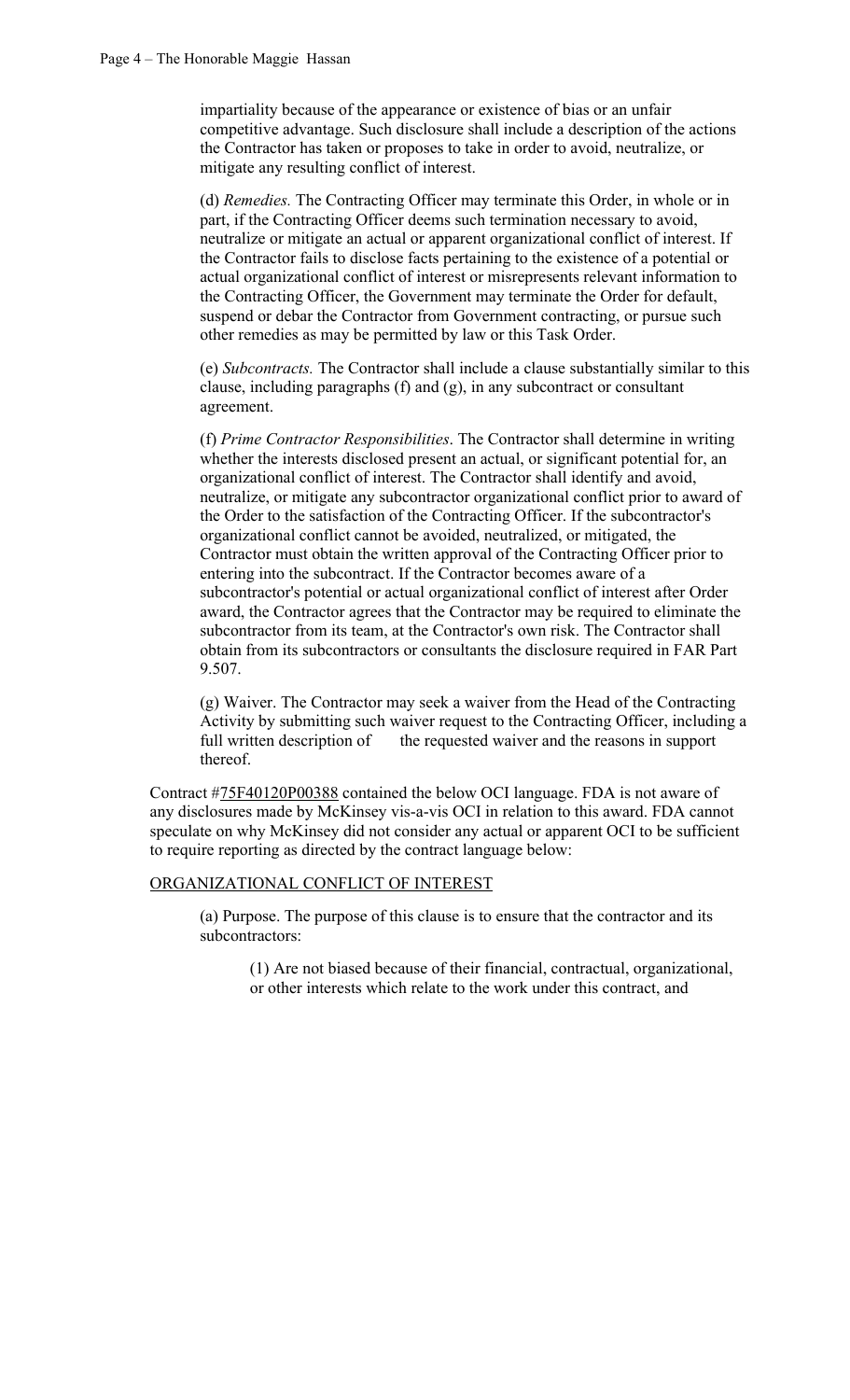impartiality because of the appearance or existence of bias or an unfair competitive advantage. Such disclosure shall include a description of the actions the Contractor has taken or proposes to take in order to avoid, neutralize, or mitigate any resulting conflict of interest.

(d) *Remedies.* The Contracting Officer may terminate this Order, in whole or in part, if the Contracting Officer deems such termination necessary to avoid, neutralize or mitigate an actual or apparent organizational conflict of interest. If the Contractor fails to disclose facts pertaining to the existence of a potential or actual organizational conflict of interest or misrepresents relevant information to the Contracting Officer, the Government may terminate the Order for default, suspend or debar the Contractor from Government contracting, or pursue such other remedies as may be permitted by law or this Task Order.

(e) *Subcontracts.* The Contractor shall include a clause substantially similar to this clause, including paragraphs (f) and (g), in any subcontract or consultant agreement.

(f) *Prime Contractor Responsibilities*. The Contractor shall determine in writing whether the interests disclosed present an actual, or significant potential for, an organizational conflict of interest. The Contractor shall identify and avoid, neutralize, or mitigate any subcontractor organizational conflict prior to award of the Order to the satisfaction of the Contracting Officer. If the subcontractor's organizational conflict cannot be avoided, neutralized, or mitigated, the Contractor must obtain the written approval of the Contracting Officer prior to entering into the subcontract. If the Contractor becomes aware of a subcontractor's potential or actual organizational conflict of interest after Order award, the Contractor agrees that the Contractor may be required to eliminate the subcontractor from its team, at the Contractor's own risk. The Contractor shall obtain from its subcontractors or consultants the disclosure required in FAR Part 9.507.

(g) Waiver. The Contractor may seek a waiver from the Head of the Contracting Activity by submitting such waiver request to the Contracting Officer, including a full written description of the requested waiver and the reasons in support thereof.

Contract #75F40120P00388 contained the below OCI language. FDA is not aware of any disclosures made by McKinsey vis-a-vis OCI in relation to this award. FDA cannot speculate on why McKinsey did not consider any actual or apparent OCI to be sufficient to require reporting as directed by the contract language below:

ORGANIZATIONAL CONFLICT OF INTEREST

(a) Purpose. The purpose of this clause is to ensure that the contractor and its subcontractors:

(1) Are not biased because of their financial, contractual, organizational, or other interests which relate to the work under this contract, and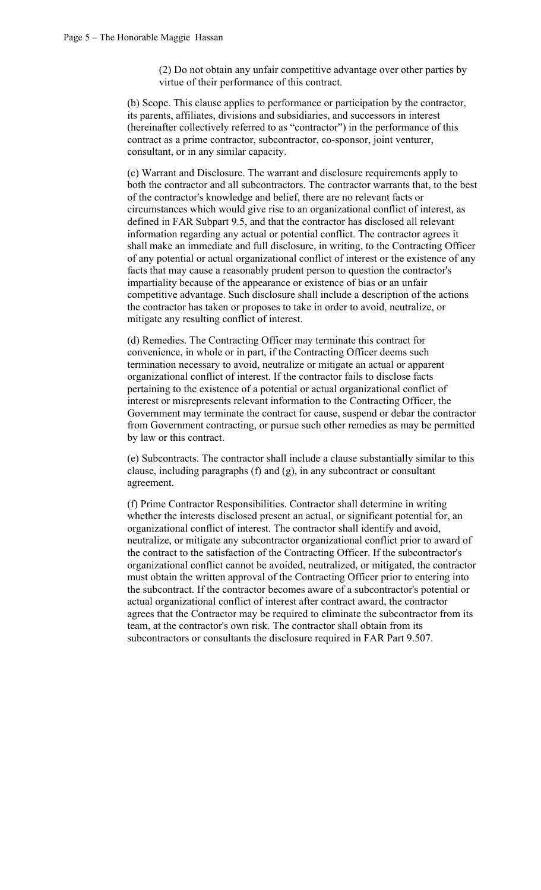(2) Do not obtain any unfair competitive advantage over other parties by virtue of their performance of this contract.

(b) Scope. This clause applies to performance or participation by the contractor, its parents, affiliates, divisions and subsidiaries, and successors in interest (hereinafter collectively referred to as "contractor") in the performance of this contract as a prime contractor, subcontractor, co-sponsor, joint venturer, consultant, or in any similar capacity.

(c) Warrant and Disclosure. The warrant and disclosure requirements apply to both the contractor and all subcontractors. The contractor warrants that, to the best of the contractor's knowledge and belief, there are no relevant facts or circumstances which would give rise to an organizational conflict of interest, as defined in FAR Subpart 9.5, and that the contractor has disclosed all relevant information regarding any actual or potential conflict. The contractor agrees it shall make an immediate and full disclosure, in writing, to the Contracting Officer of any potential or actual organizational conflict of interest or the existence of any facts that may cause a reasonably prudent person to question the contractor's impartiality because of the appearance or existence of bias or an unfair competitive advantage. Such disclosure shall include a description of the actions the contractor has taken or proposes to take in order to avoid, neutralize, or mitigate any resulting conflict of interest.

(d) Remedies. The Contracting Officer may terminate this contract for convenience, in whole or in part, if the Contracting Officer deems such termination necessary to avoid, neutralize or mitigate an actual or apparent organizational conflict of interest. If the contractor fails to disclose facts pertaining to the existence of a potential or actual organizational conflict of interest or misrepresents relevant information to the Contracting Officer, the Government may terminate the contract for cause, suspend or debar the contractor from Government contracting, or pursue such other remedies as may be permitted by law or this contract.

(e) Subcontracts. The contractor shall include a clause substantially similar to this clause, including paragraphs (f) and (g), in any subcontract or consultant agreement.

(f) Prime Contractor Responsibilities. Contractor shall determine in writing whether the interests disclosed present an actual, or significant potential for, an organizational conflict of interest. The contractor shall identify and avoid, neutralize, or mitigate any subcontractor organizational conflict prior to award of the contract to the satisfaction of the Contracting Officer. If the subcontractor's organizational conflict cannot be avoided, neutralized, or mitigated, the contractor must obtain the written approval of the Contracting Officer prior to entering into the subcontract. If the contractor becomes aware of a subcontractor's potential or actual organizational conflict of interest after contract award, the contractor agrees that the Contractor may be required to eliminate the subcontractor from its team, at the contractor's own risk. The contractor shall obtain from its subcontractors or consultants the disclosure required in FAR Part 9.507.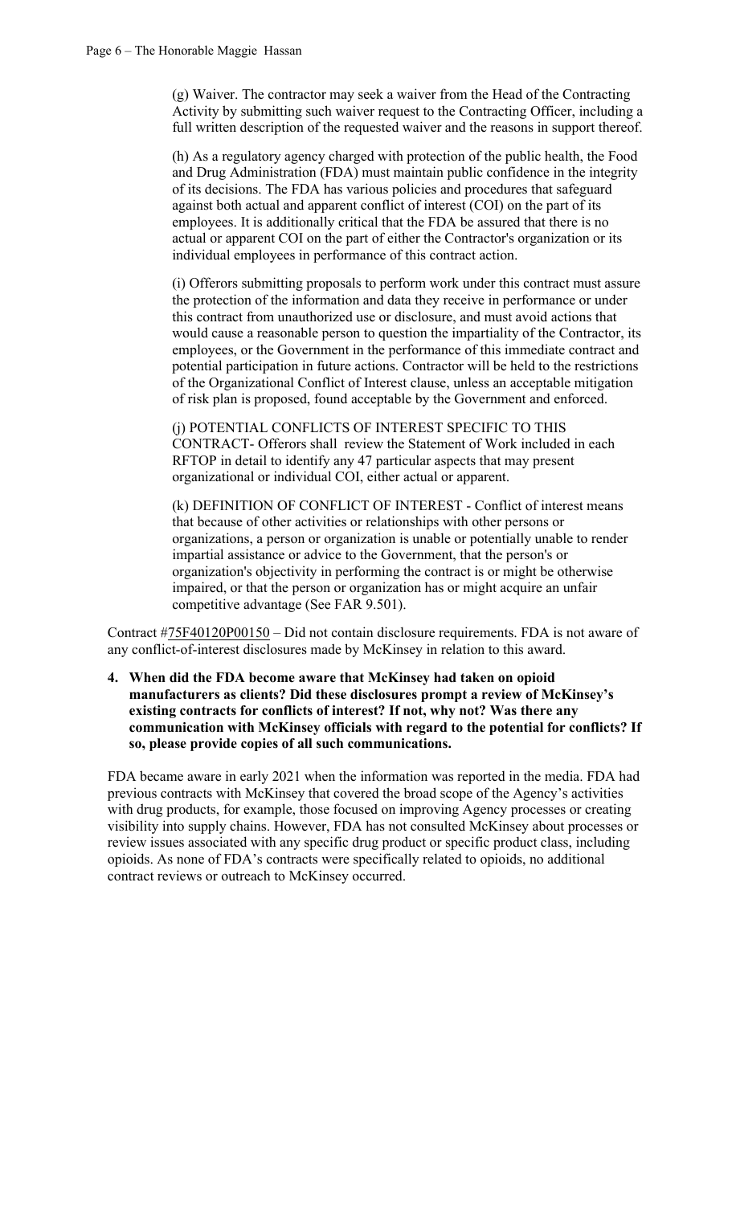(g) Waiver. The contractor may seek a waiver from the Head of the Contracting Activity by submitting such waiver request to the Contracting Officer, including a full written description of the requested waiver and the reasons in support thereof.

(h) As a regulatory agency charged with protection of the public health, the Food and Drug Administration (FDA) must maintain public confidence in the integrity of its decisions. The FDA has various policies and procedures that safeguard against both actual and apparent conflict of interest (COI) on the part of its employees. It is additionally critical that the FDA be assured that there is no actual or apparent COI on the part of either the Contractor's organization or its individual employees in performance of this contract action.

(i) Offerors submitting proposals to perform work under this contract must assure the protection of the information and data they receive in performance or under this contract from unauthorized use or disclosure, and must avoid actions that would cause a reasonable person to question the impartiality of the Contractor, its employees, or the Government in the performance of this immediate contract and potential participation in future actions. Contractor will be held to the restrictions of the Organizational Conflict of Interest clause, unless an acceptable mitigation of risk plan is proposed, found acceptable by the Government and enforced.

(j) POTENTIAL CONFLICTS OF INTEREST SPECIFIC TO THIS CONTRACT- Offerors shall review the Statement of Work included in each RFTOP in detail to identify any 47 particular aspects that may present organizational or individual COI, either actual or apparent.

(k) DEFINITION OF CONFLICT OF INTEREST - Conflict of interest means that because of other activities or relationships with other persons or organizations, a person or organization is unable or potentially unable to render impartial assistance or advice to the Government, that the person's or organization's objectivity in performing the contract is or might be otherwise impaired, or that the person or organization has or might acquire an unfair competitive advantage (See FAR 9.501).

Contract #75F40120P00150 – Did not contain disclosure requirements. FDA is not aware of any conflict-of-interest disclosures made by McKinsey in relation to this award.

**4. When did the FDA become aware that McKinsey had taken on opioid manufacturers as clients? Did these disclosures prompt a review of McKinsey's existing contracts for conflicts of interest? If not, why not? Was there any communication with McKinsey officials with regard to the potential for conflicts? If so, please provide copies of all such communications.**

FDA became aware in early 2021 when the information was reported in the media. FDA had previous contracts with McKinsey that covered the broad scope of the Agency's activities with drug products, for example, those focused on improving Agency processes or creating visibility into supply chains. However, FDA has not consulted McKinsey about processes or review issues associated with any specific drug product or specific product class, including opioids. As none of FDA's contracts were specifically related to opioids, no additional contract reviews or outreach to McKinsey occurred.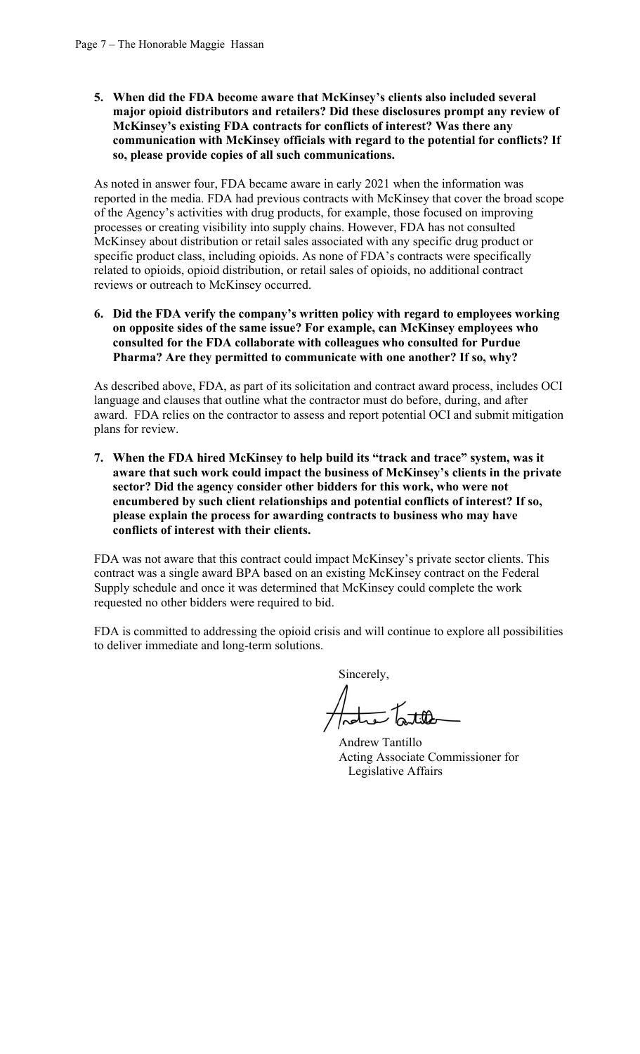5. **When did the FDA become aware that McKinsey's clients also included several major opioid distributors and retailers? Did these disclosures prompt any review of McKinsey's existing FDA contracts for conflicts of interest? Was there any communication with McKinsey officials with regard to the potential for conflicts? If so, please provide copies of all such communications.**

As noted in answer four, FDA became aware in early 2021 when the information was reported in the media. FDA had previous contracts with McKinsey that cover the broad scope of the Agency's activities with drug products, for example, those focused on improving processes or creating visibility into supply chains. However, FDA has not consulted McKinsey about distribution or retail sales associated with any specific drug product or specific product class, including opioids. As none of FDA's contracts were specifically related to opioids, opioid distribution, or retail sales of opioids, no additional contract reviews or outreach to McKinsey occurred.

6. **Did the FDA verify the company's written policy with regard to employees working on opposite sides of the same issue? For example, can McKinsey employees who consulted for the FDA collaborate with colleagues who consulted for Purdue Pharma? Are they permitted to communicate with one another? If so, why?**

As described above, FDA, as part of its solicitation and contract award process, includes OCI language and clauses that outline what the contractor must do before, during, and after award. FDA relies on the contractor to assess and report potential OCI and submit mitigation plans for review.

7. **When the FDA hired McKinsey to help build its "track and trace" system, was it aware that such work could impact the business of McKinsey's clients in the private sector? Did the agency consider other bidders for this work, who were not encumbered by such client relationships and potential conflicts of interest? If so, please explain the process for awarding contracts to business who may have conflicts of interest with their clients.**

FDA was not aware that this contract could impact McKinsey's private sector clients. This contract was a single award BPA based on an existing McKinsey contract on the Federal Supply schedule and once it was determined that McKinsey could complete the work requested no other bidders were required to bid.

FDA is committed to addressing the opioid crisis and will continue to explore all possibilities to deliver immediate and long-term solutions.

Sincerely,

Andrew Tantillo
Acting Associate Commissioner for Legislative Affairs